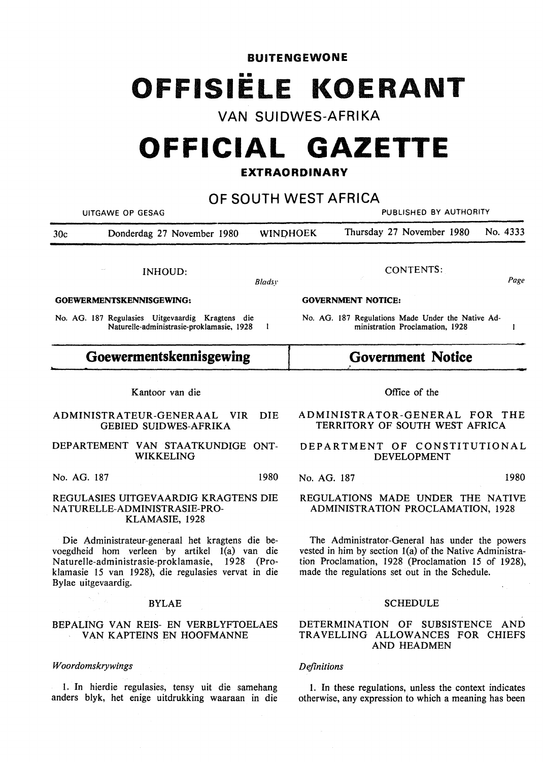**BUITENGEWONE**

# OFFISIËLE KOERANT

## VAN SUIDWES-AFRIKA

# OFFICIAL GAZETTE

**EXTRAORDINARY**

## OF SOUTH WEST AFRICA

UITGAWE OP GESAG — PUBLISHED BY AUTHORITY

30c — Donderdag 27 November 1980 — WINDHOEK — Thursday 27 November 1980 — No. 4333

INHOUD:

| | Bladsy |
|---|---|
| **GOEWERMENTSKENNISGEWING:** | |
| No. AG. 187 Regulasies Uitgevaardig Kragtens die Naturelle-administrasie-proklamasie, 1928 | 1 |

CONTENTS:

| | Page |
|---|---|
| **GOVERNMENT NOTICE:** | |
| No. AG. 187 Regulations Made Under the Native Administration Proclamation, 1928 | 1 |

## Goewermentskennisgewing

Kantoor van die

ADMINISTRATEUR-GENERAAL VIR DIE GEBIED SUIDWES-AFRIKA

DEPARTEMENT VAN STAATKUNDIGE ONTWIKKELING

No. AG. 187 — 1980

REGULASIES UITGEVAARDIG KRAGTENS DIE NATURELLE-ADMINISTRASIE-PROKLAMASIE, 1928

Die Administrateur-generaal het kragtens die bevoegdheid hom verleen by artikel 1(a) van die Naturelle-administrasie-proklamasie, 1928 (Proklamasie 15 van 1928), die regulasies vervat in die Bylae uitgevaardig.

BYLAE

BEPALING VAN REIS- EN VERBLYFTOELAES VAN KAPTEINS EN HOOFMANNE

*Woordomskrywings*

1. In hierdie regulasies, tensy uit die samehang anders blyk, het enige uitdrukking waaraan in die

## Government Notice

Office of the

ADMINISTRATOR-GENERAL FOR THE TERRITORY OF SOUTH WEST AFRICA

DEPARTMENT OF CONSTITUTIONAL DEVELOPMENT

No. AG. 187 — 1980

REGULATIONS MADE UNDER THE NATIVE ADMINISTRATION PROCLAMATION, 1928

The Administrator-General has under the powers vested in him by section 1(a) of the Native Administration Proclamation, 1928 (Proclamation 15 of 1928), made the regulations set out in the Schedule.

SCHEDULE

DETERMINATION OF SUBSISTENCE AND TRAVELLING ALLOWANCES FOR CHIEFS AND HEADMEN

*Definitions*

1. In these regulations, unless the context indicates otherwise, any expression to which a meaning has been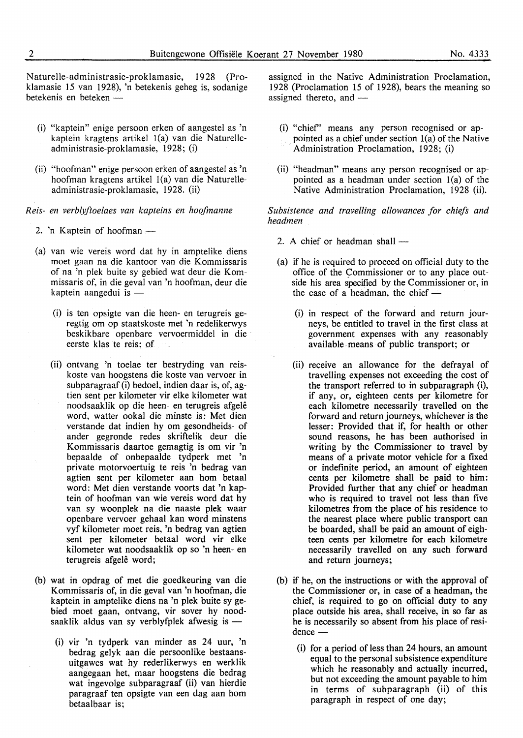Naturelle-administrasie-proklamasie, 1928 (Proklamasie 15 van 1928), 'n betekenis geheg is, sodanige betekenis en beteken —

(i) "kaptein" enige persoon erken of aangestel as 'n kaptein kragtens artikel 1(a) van die Naturelle-administrasie-proklamasie, 1928; (i)

(ii) "hoofman" enige persoon erken of aangestel as 'n hoofman kragtens artikel 1(a) van die Naturelle-administrasie-proklamasie, 1928. (ii)

*Reis- en verblyftoelaes van kapteins en hoofmanne*

2. 'n Kaptein of hoofman —

(a) van wie vereis word dat hy in amptelike diens moet gaan na die kantoor van die Kommissaris of na 'n plek buite sy gebied wat deur die Kommissaris of, in die geval van 'n hoofman, deur die kaptein aangedui is —

(i) is ten opsigte van die heen- en terugreis geregtig om op staatskoste met 'n redelikerwys beskikbare openbare vervoermiddel in die eerste klas te reis; of

(ii) ontvang 'n toelae ter bestryding van reiskoste van hoogstens die koste van vervoer in subparagraaf (i) bedoel, indien daar is, of, agtien sent per kilometer vir elke kilometer wat noodsaaklik op die heen- en terugreis afgelê word, watter ookal die minste is: Met dien verstande dat indien hy om gesondheids- of ander gegronde redes skriftelik deur die Kommissaris daartoe gemagtig is om vir 'n bepaalde of onbepaalde tydperk met 'n private motorvoertuig te reis 'n bedrag van agtien sent per kilometer aan hom betaal word: Met dien verstande voorts dat 'n kaptein of hoofman van wie vereis word dat hy van sy woonplek na die naaste plek waar openbare vervoer gehaal kan word minstens vyf kilometer moet reis, 'n bedrag van agtien sent per kilometer betaal word vir elke kilometer wat noodsaaklik op so 'n heen- en terugreis afgelê word;

(b) wat in opdrag of met die goedkeuring van die Kommissaris of, in die geval van 'n hoofman, die kaptein in amptelike diens na 'n plek buite sy gebied moet gaan, ontvang, vir sover hy noodsaaklik aldus van sy verblyfplek afwesig is —

(i) vir 'n tydperk van minder as 24 uur, 'n bedrag gelyk aan die persoonlike bestaansuitgawes wat hy rederlikerwys en werklik aangegaan het, maar hoogstens die bedrag wat ingevolge subparagraaf (ii) van hierdie paragraaf ten opsigte van een dag aan hom betaalbaar is;

assigned in the Native Administration Proclamation, 1928 (Proclamation 15 of 1928), bears the meaning so assigned thereto, and —

(i) "chief" means any person recognised or appointed as a chief under section 1(a) of the Native Administration Proclamation, 1928; (i)

(ii) "headman" means any person recognised or appointed as a headman under section 1(a) of the Native Administration Proclamation, 1928 (ii).

*Subsistence and travelling allowances for chiefs and headmen*

2. A chief or headman shall —

(a) if he is required to proceed on official duty to the office of the Commissioner or to any place outside his area specified by the Commissioner or, in the case of a headman, the chief —

(i) in respect of the forward and return journeys, be entitled to travel in the first class at government expenses with any reasonably available means of public transport; or

(ii) receive an allowance for the defrayal of travelling expenses not exceeding the cost of the transport referred to in subparagraph (i), if any, or, eighteen cents per kilometre for each kilometre necessarily travelled on the forward and return journeys, whichever is the lesser: Provided that if, for health or other sound reasons, he has been authorised in writing by the Commissioner to travel by means of a private motor vehicle for a fixed or indefinite period, an amount of eighteen cents per kilometre shall be paid to him: Provided further that any chief or headman who is required to travel not less than five kilometres from the place of his residence to the nearest place where public transport can be boarded, shall be paid an amount of eighteen cents per kilometre for each kilometre necessarily travelled on any such forward and return journeys;

(b) if he, on the instructions or with the approval of the Commissioner or, in case of a headman, the chief, is required to go on official duty to any place outside his area, shall receive, in so far as he is necessarily so absent from his place of residence —

(i) for a period of less than 24 hours, an amount equal to the personal subsistence expenditure which he reasonably and actually incurred, but not exceeding the amount payable to him in terms of subparagraph (ii) of this paragraph in respect of one day;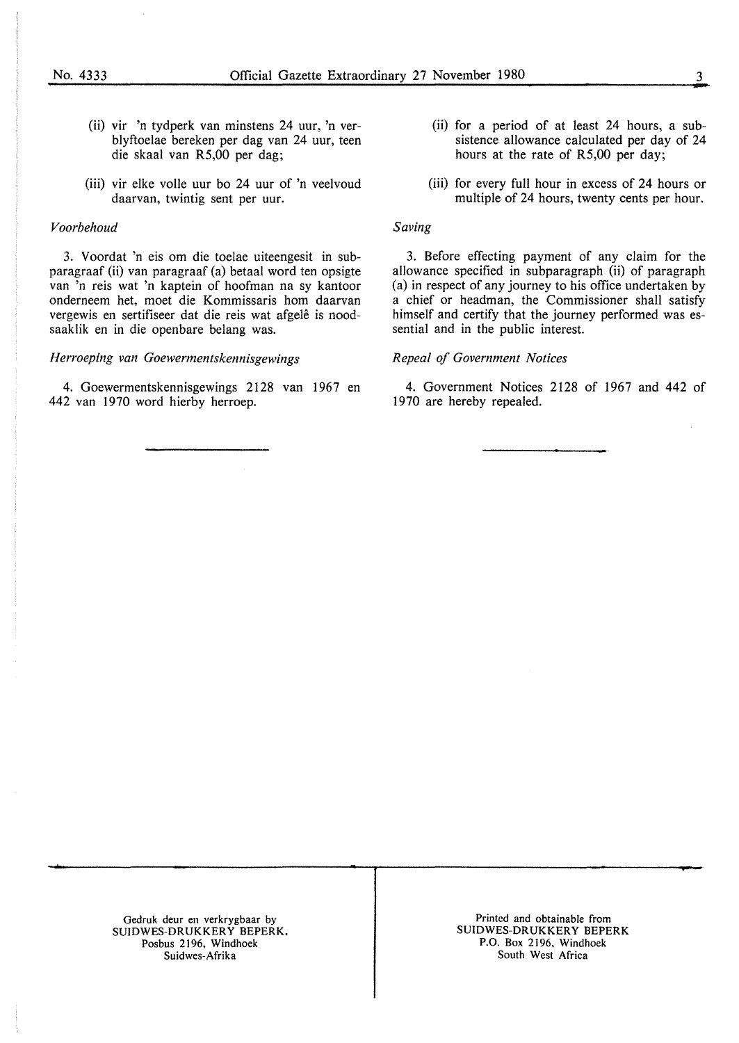(ii) vir 'n tydperk van minstens 24 uur, 'n verblyftoelae bereken per dag van 24 uur, teen die skaal van R5,00 per dag;

(iii) vir elke volle uur bo 24 uur of 'n veelvoud daarvan, twintig sent per uur.

*Voorbehoud*

3. Voordat 'n eis om die toelae uiteengesit in subparagraaf (ii) van paragraaf (a) betaal word ten opsigte van 'n reis wat 'n kaptein of hoofman na sy kantoor onderneem het, moet die Kommissaris hom daarvan vergewis en sertifiseer dat die reis wat afgelê is noodsaaklik en in die openbare belang was.

*Herroeping van Goewermentskennisgewings*

4. Goewermentskennisgewings 2128 van 1967 en 442 van 1970 word hierby herroep.

(ii) for a period of at least 24 hours, a subsistence allowance calculated per day of 24 hours at the rate of R5,00 per day;

(iii) for every full hour in excess of 24 hours or multiple of 24 hours, twenty cents per hour.

*Saving*

3. Before effecting payment of any claim for the allowance specified in subparagraph (ii) of paragraph (a) in respect of any journey to his office undertaken by a chief or headman, the Commissioner shall satisfy himself and certify that the journey performed was essential and in the public interest.

*Repeal of Government Notices*

4. Government Notices 2128 of 1967 and 442 of 1970 are hereby repealed.

---

Gedruk deur en verkrygbaar by
SUIDWES-DRUKKERY BEPERK,
Posbus 2196, Windhoek
Suidwes-Afrika

Printed and obtainable from
SUIDWES-DRUKKERY BEPERK
P.O. Box 2196, Windhoek
South West Africa